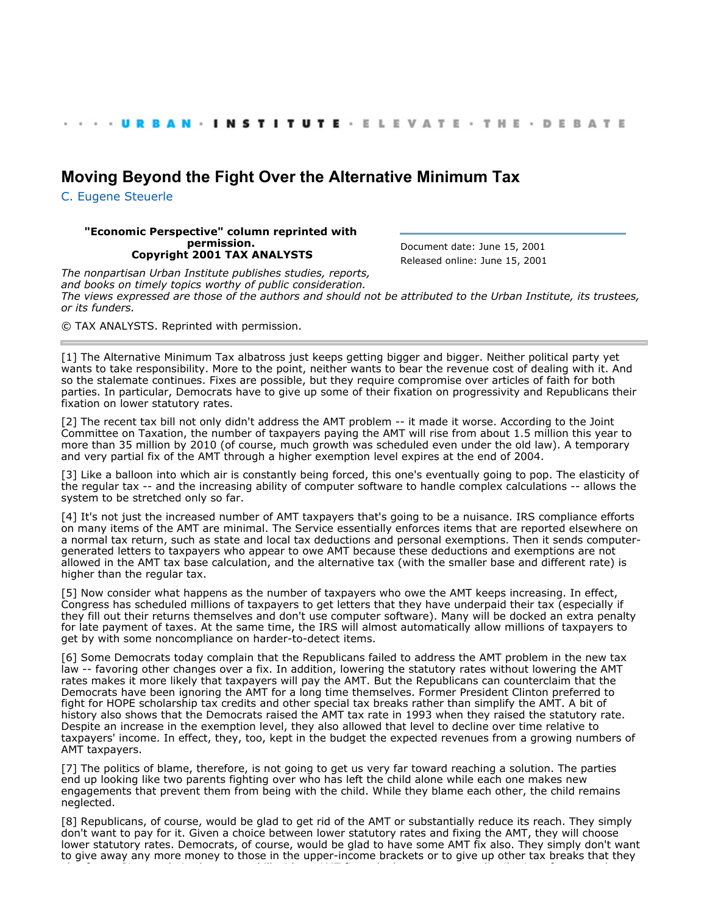· · · · URBAN · INSTITUTE · ELEVATE · THE · DEBATE

# Moving Beyond the Fight Over the Alternative Minimum Tax

C. Eugene Steuerle

**"Economic Perspective" column reprinted with permission.**
**Copyright 2001 TAX ANALYSTS**

Document date: June 15, 2001
Released online: June 15, 2001

*The nonpartisan Urban Institute publishes studies, reports, and books on timely topics worthy of public consideration. The views expressed are those of the authors and should not be attributed to the Urban Institute, its trustees, or its funders.*

© TAX ANALYSTS. Reprinted with permission.

---

[1] The Alternative Minimum Tax albatross just keeps getting bigger and bigger. Neither political party yet wants to take responsibility. More to the point, neither wants to bear the revenue cost of dealing with it. And so the stalemate continues. Fixes are possible, but they require compromise over articles of faith for both parties. In particular, Democrats have to give up some of their fixation on progressivity and Republicans their fixation on lower statutory rates.

[2] The recent tax bill not only didn't address the AMT problem -- it made it worse. According to the Joint Committee on Taxation, the number of taxpayers paying the AMT will rise from about 1.5 million this year to more than 35 million by 2010 (of course, much growth was scheduled even under the old law). A temporary and very partial fix of the AMT through a higher exemption level expires at the end of 2004.

[3] Like a balloon into which air is constantly being forced, this one's eventually going to pop. The elasticity of the regular tax -- and the increasing ability of computer software to handle complex calculations -- allows the system to be stretched only so far.

[4] It's not just the increased number of AMT taxpayers that's going to be a nuisance. IRS compliance efforts on many items of the AMT are minimal. The Service essentially enforces items that are reported elsewhere on a normal tax return, such as state and local tax deductions and personal exemptions. Then it sends computer-generated letters to taxpayers who appear to owe AMT because these deductions and exemptions are not allowed in the AMT tax base calculation, and the alternative tax (with the smaller base and different rate) is higher than the regular tax.

[5] Now consider what happens as the number of taxpayers who owe the AMT keeps increasing. In effect, Congress has scheduled millions of taxpayers to get letters that they have underpaid their tax (especially if they fill out their returns themselves and don't use computer software). Many will be docked an extra penalty for late payment of taxes. At the same time, the IRS will almost automatically allow millions of taxpayers to get by with some noncompliance on harder-to-detect items.

[6] Some Democrats today complain that the Republicans failed to address the AMT problem in the new tax law -- favoring other changes over a fix. In addition, lowering the statutory rates without lowering the AMT rates makes it more likely that taxpayers will pay the AMT. But the Republicans can counterclaim that the Democrats have been ignoring the AMT for a long time themselves. Former President Clinton preferred to fight for HOPE scholarship tax credits and other special tax breaks rather than simplify the AMT. A bit of history also shows that the Democrats raised the AMT tax rate in 1993 when they raised the statutory rate. Despite an increase in the exemption level, they also allowed that level to decline over time relative to taxpayers' income. In effect, they, too, kept in the budget the expected revenues from a growing numbers of AMT taxpayers.

[7] The politics of blame, therefore, is not going to get us very far toward reaching a solution. The parties end up looking like two parents fighting over who has left the child alone while each one makes new engagements that prevent them from being with the child. While they blame each other, the child remains neglected.

[8] Republicans, of course, would be glad to get rid of the AMT or substantially reduce its reach. They simply don't want to pay for it. Given a choice between lower statutory rates and fixing the AMT, they will choose lower statutory rates. Democrats, of course, would be glad to have some AMT fix also. They simply don't want to give away any more money to those in the upper-income brackets or to give up other tax breaks that they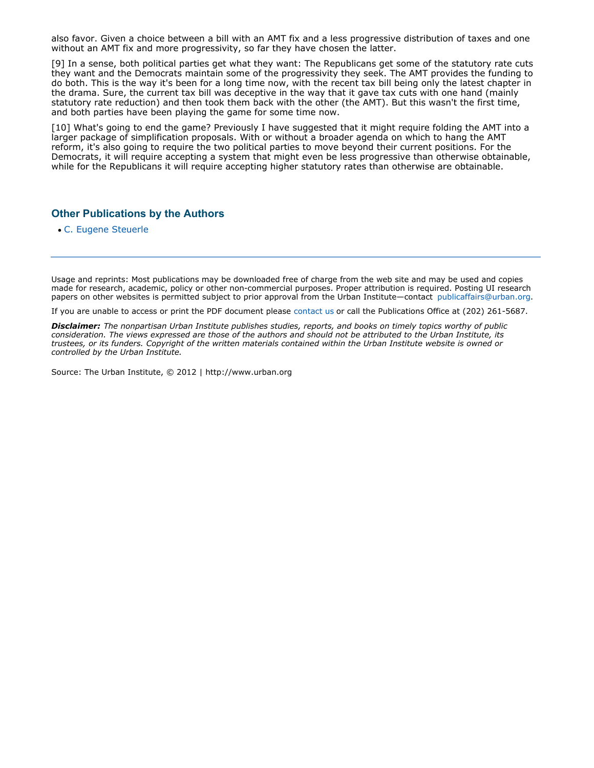also favor. Given a choice between a bill with an AMT fix and a less progressive distribution of taxes and one without an AMT fix and more progressivity, so far they have chosen the latter.

[9] In a sense, both political parties get what they want: The Republicans get some of the statutory rate cuts they want and the Democrats maintain some of the progressivity they seek. The AMT provides the funding to do both. This is the way it's been for a long time now, with the recent tax bill being only the latest chapter in the drama. Sure, the current tax bill was deceptive in the way that it gave tax cuts with one hand (mainly statutory rate reduction) and then took them back with the other (the AMT). But this wasn't the first time, and both parties have been playing the game for some time now.

[10] What's going to end the game? Previously I have suggested that it might require folding the AMT into a larger package of simplification proposals. With or without a broader agenda on which to hang the AMT reform, it's also going to require the two political parties to move beyond their current positions. For the Democrats, it will require accepting a system that might even be less progressive than otherwise obtainable, while for the Republicans it will require accepting higher statutory rates than otherwise are obtainable.

## Other Publications by the Authors

- C. Eugene Steuerle

---

Usage and reprints: Most publications may be downloaded free of charge from the web site and may be used and copies made for research, academic, policy or other non-commercial purposes. Proper attribution is required. Posting UI research papers on other websites is permitted subject to prior approval from the Urban Institute—contact publicaffairs@urban.org.

If you are unable to access or print the PDF document please contact us or call the Publications Office at (202) 261-5687.

***Disclaimer:*** *The nonpartisan Urban Institute publishes studies, reports, and books on timely topics worthy of public consideration. The views expressed are those of the authors and should not be attributed to the Urban Institute, its trustees, or its funders. Copyright of the written materials contained within the Urban Institute website is owned or controlled by the Urban Institute.*

Source: The Urban Institute, © 2012 | http://www.urban.org